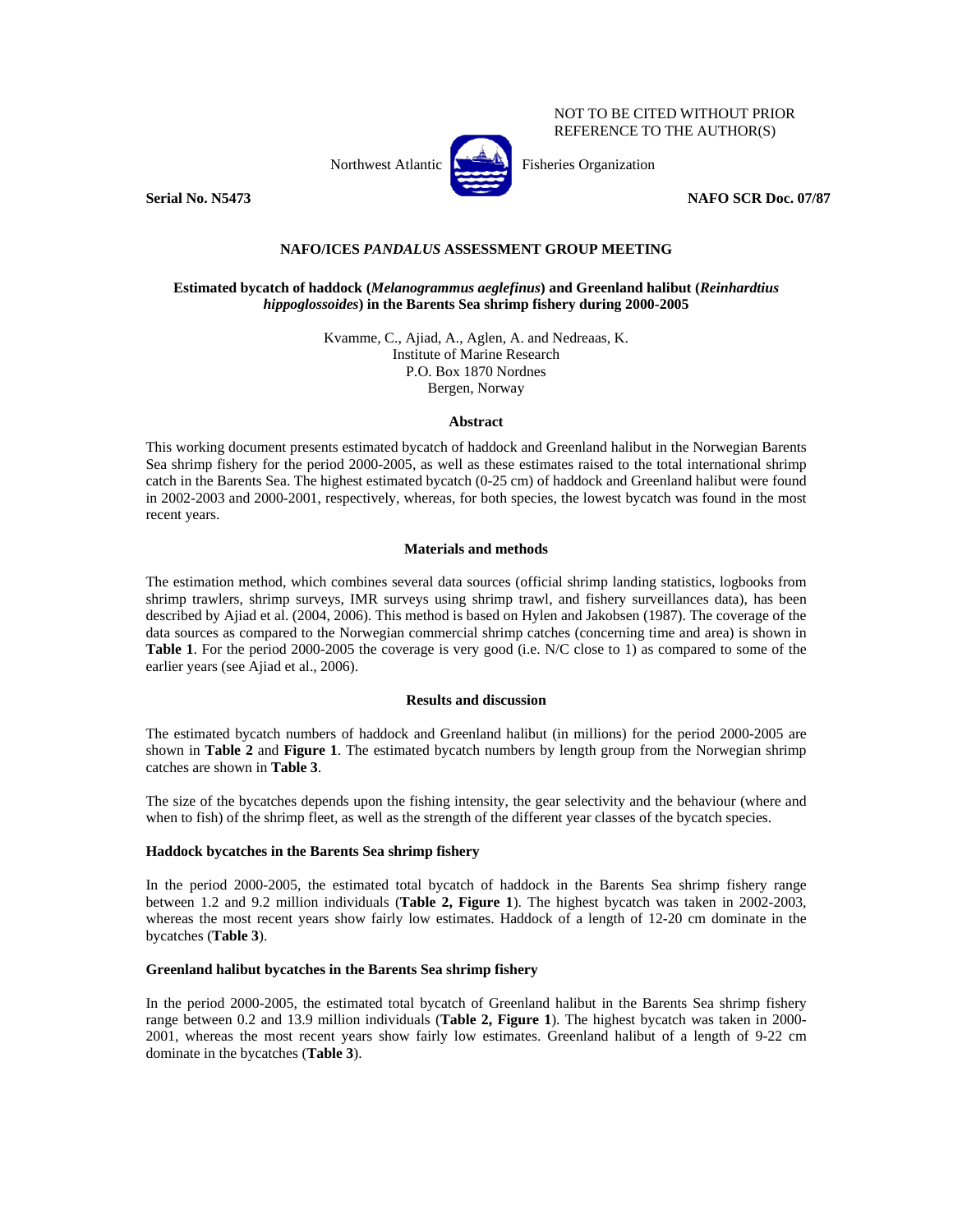NOT TO BE CITED WITHOUT PRIOR REFERENCE TO THE AUTHOR(S)

Northwest Atlantic Fisheries Organization

**Serial No. N5473** **NAFO SCR Doc. 07/87**

## NAFO/ICES *PANDALUS* ASSESSMENT GROUP MEETING

### Estimated bycatch of haddock (*Melanogrammus aeglefinus*) and Greenland halibut (*Reinhardtius hippoglossoides*) in the Barents Sea shrimp fishery during 2000-2005

Kvamme, C., Ajiad, A., Aglen, A. and Nedreaas, K.
Institute of Marine Research
P.O. Box 1870 Nordnes
Bergen, Norway

#### Abstract

This working document presents estimated bycatch of haddock and Greenland halibut in the Norwegian Barents Sea shrimp fishery for the period 2000-2005, as well as these estimates raised to the total international shrimp catch in the Barents Sea. The highest estimated bycatch (0-25 cm) of haddock and Greenland halibut were found in 2002-2003 and 2000-2001, respectively, whereas, for both species, the lowest bycatch was found in the most recent years.

#### Materials and methods

The estimation method, which combines several data sources (official shrimp landing statistics, logbooks from shrimp trawlers, shrimp surveys, IMR surveys using shrimp trawl, and fishery surveillances data), has been described by Ajiad et al. (2004, 2006). This method is based on Hylen and Jakobsen (1987). The coverage of the data sources as compared to the Norwegian commercial shrimp catches (concerning time and area) is shown in **Table 1**. For the period 2000-2005 the coverage is very good (i.e. N/C close to 1) as compared to some of the earlier years (see Ajiad et al., 2006).

#### Results and discussion

The estimated bycatch numbers of haddock and Greenland halibut (in millions) for the period 2000-2005 are shown in **Table 2** and **Figure 1**. The estimated bycatch numbers by length group from the Norwegian shrimp catches are shown in **Table 3**.

The size of the bycatches depends upon the fishing intensity, the gear selectivity and the behaviour (where and when to fish) of the shrimp fleet, as well as the strength of the different year classes of the bycatch species.

#### Haddock bycatches in the Barents Sea shrimp fishery

In the period 2000-2005, the estimated total bycatch of haddock in the Barents Sea shrimp fishery range between 1.2 and 9.2 million individuals (**Table 2, Figure 1**). The highest bycatch was taken in 2002-2003, whereas the most recent years show fairly low estimates. Haddock of a length of 12-20 cm dominate in the bycatches (**Table 3**).

#### Greenland halibut bycatches in the Barents Sea shrimp fishery

In the period 2000-2005, the estimated total bycatch of Greenland halibut in the Barents Sea shrimp fishery range between 0.2 and 13.9 million individuals (**Table 2, Figure 1**). The highest bycatch was taken in 2000-2001, whereas the most recent years show fairly low estimates. Greenland halibut of a length of 9-22 cm dominate in the bycatches (**Table 3**).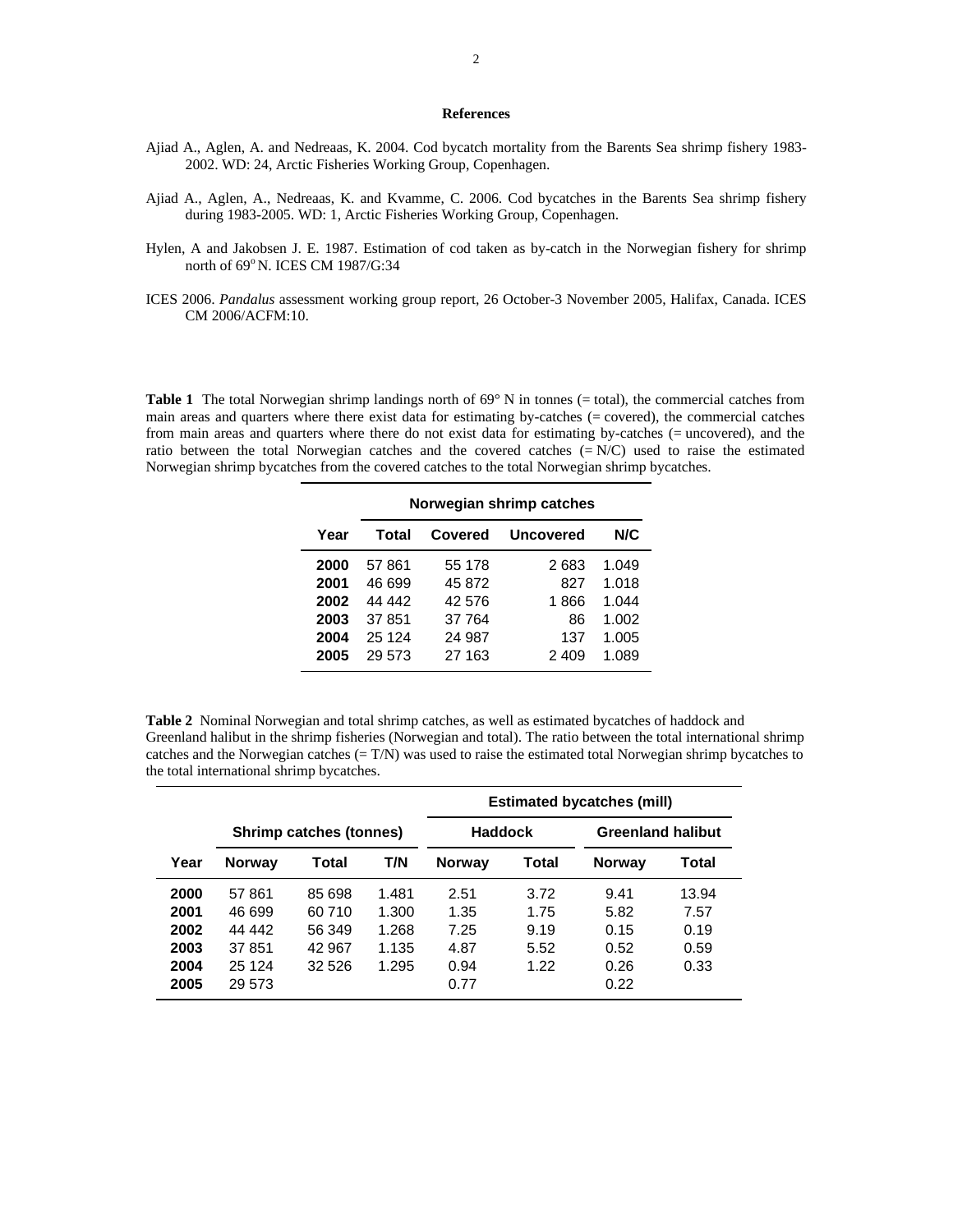## References

Ajiad A., Aglen, A. and Nedreaas, K. 2004. Cod bycatch mortality from the Barents Sea shrimp fishery 1983-2002. WD: 24, Arctic Fisheries Working Group, Copenhagen.

Ajiad A., Aglen, A., Nedreaas, K. and Kvamme, C. 2006. Cod bycatches in the Barents Sea shrimp fishery during 1983-2005. WD: 1, Arctic Fisheries Working Group, Copenhagen.

Hylen, A and Jakobsen J. E. 1987. Estimation of cod taken as by-catch in the Norwegian fishery for shrimp north of 69$^{o}$ N. ICES CM 1987/G:34

ICES 2006. *Pandalus* assessment working group report, 26 October-3 November 2005, Halifax, Canada. ICES CM 2006/ACFM:10.

**Table 1** The total Norwegian shrimp landings north of 69° N in tonnes (= total), the commercial catches from main areas and quarters where there exist data for estimating by-catches (= covered), the commercial catches from main areas and quarters where there do not exist data for estimating by-catches (= uncovered), and the ratio between the total Norwegian catches and the covered catches (= N/C) used to raise the estimated Norwegian shrimp bycatches from the covered catches to the total Norwegian shrimp bycatches.

| | Norwegian shrimp catches | | | |
|---|---|---|---|---|
| **Year** | **Total** | **Covered** | **Uncovered** | **N/C** |
| **2000** | 57 861 | 55 178 | 2 683 | 1.049 |
| **2001** | 46 699 | 45 872 | 827 | 1.018 |
| **2002** | 44 442 | 42 576 | 1 866 | 1.044 |
| **2003** | 37 851 | 37 764 | 86 | 1.002 |
| **2004** | 25 124 | 24 987 | 137 | 1.005 |
| **2005** | 29 573 | 27 163 | 2 409 | 1.089 |

**Table 2** Nominal Norwegian and total shrimp catches, as well as estimated bycatches of haddock and Greenland halibut in the shrimp fisheries (Norwegian and total). The ratio between the total international shrimp catches and the Norwegian catches (= T/N) was used to raise the estimated total Norwegian shrimp bycatches to the total international shrimp bycatches.

| | | | | Estimated bycatches (mill) | | | |
|---|---|---|---|---|---|---|---|
| | Shrimp catches (tonnes) | | | Haddock | | Greenland halibut | |
| **Year** | **Norway** | **Total** | **T/N** | **Norway** | **Total** | **Norway** | **Total** |
| **2000** | 57 861 | 85 698 | 1.481 | 2.51 | 3.72 | 9.41 | 13.94 |
| **2001** | 46 699 | 60 710 | 1.300 | 1.35 | 1.75 | 5.82 | 7.57 |
| **2002** | 44 442 | 56 349 | 1.268 | 7.25 | 9.19 | 0.15 | 0.19 |
| **2003** | 37 851 | 42 967 | 1.135 | 4.87 | 5.52 | 0.52 | 0.59 |
| **2004** | 25 124 | 32 526 | 1.295 | 0.94 | 1.22 | 0.26 | 0.33 |
| **2005** | 29 573 | | | 0.77 | | 0.22 | |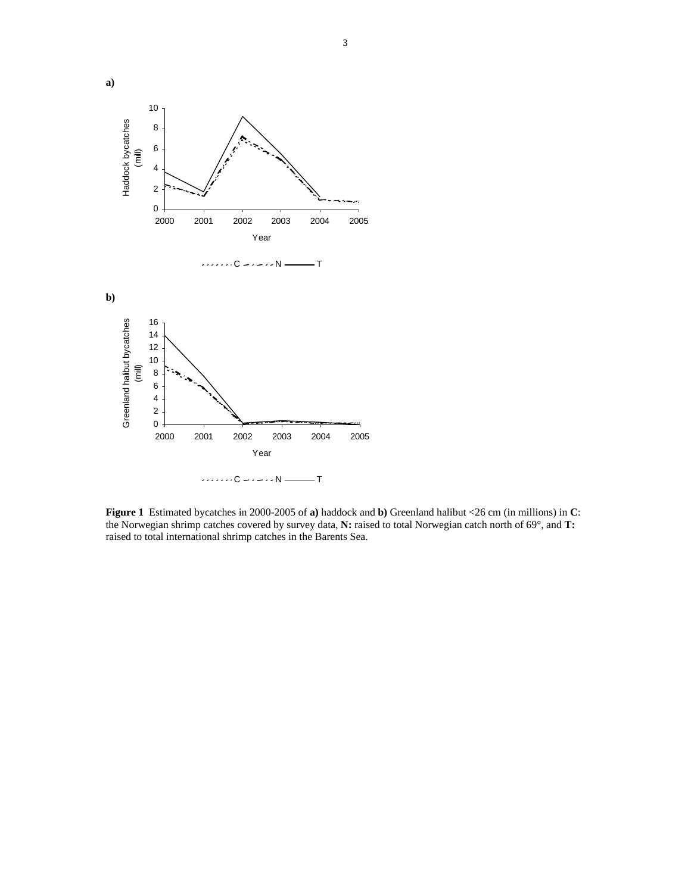**a)**

**b)**

**Figure 1** Estimated bycatches in 2000-2005 of **a)** haddock and **b)** Greenland halibut <26 cm (in millions) in **C**: the Norwegian shrimp catches covered by survey data, **N:** raised to total Norwegian catch north of 69°, and **T:** raised to total international shrimp catches in the Barents Sea.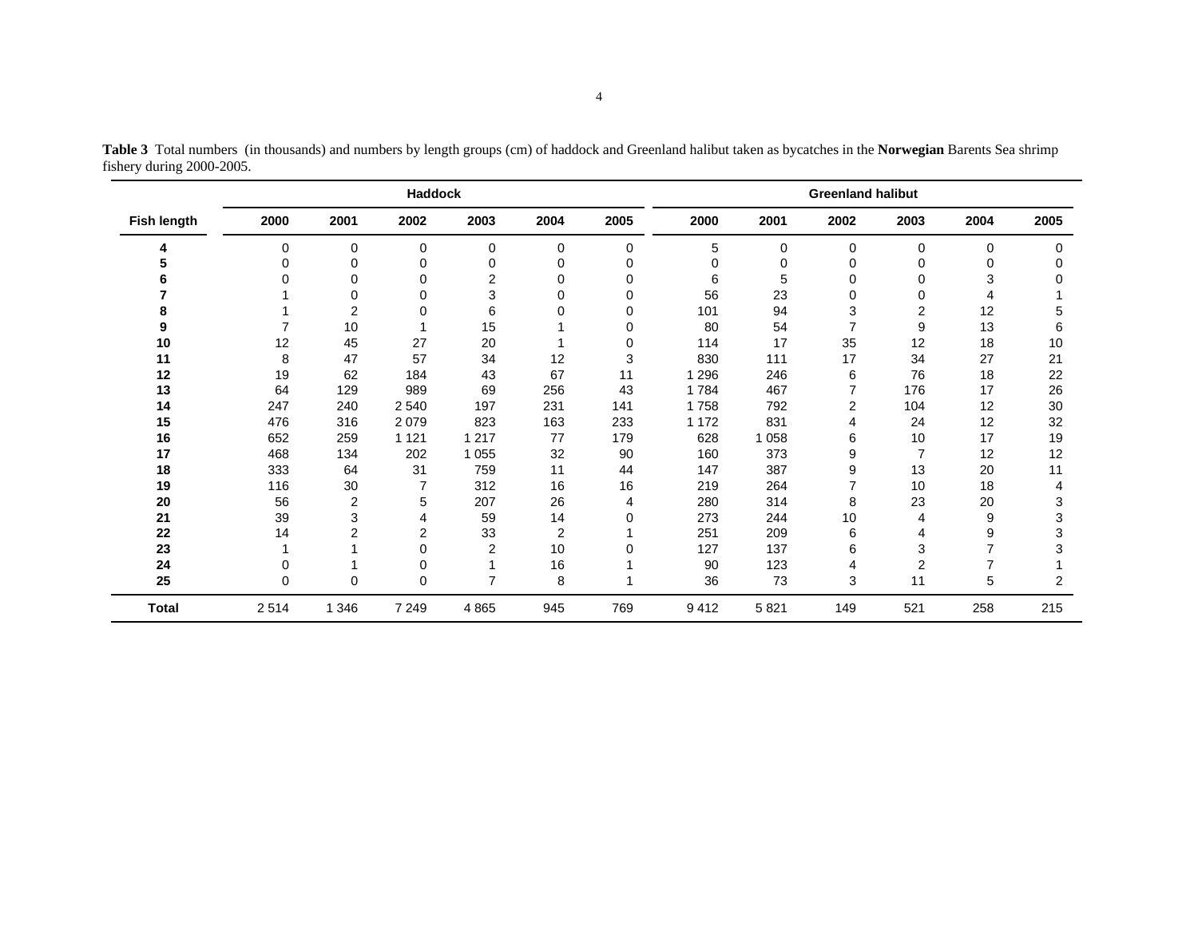**Table 3** Total numbers (in thousands) and numbers by length groups (cm) of haddock and Greenland halibut taken as bycatches in the **Norwegian** Barents Sea shrimp fishery during 2000-2005.

| | Haddock | | | | | | Greenland halibut | | | | | |
|---|---|---|---|---|---|---|---|---|---|---|---|---|
| **Fish length** | **2000** | **2001** | **2002** | **2003** | **2004** | **2005** | **2000** | **2001** | **2002** | **2003** | **2004** | **2005** |
| **4** | 0 | 0 | 0 | 0 | 0 | 0 | 5 | 0 | 0 | 0 | 0 | 0 |
| **5** | 0 | 0 | 0 | 0 | 0 | 0 | 0 | 0 | 0 | 0 | 0 | 0 |
| **6** | 0 | 0 | 0 | 2 | 0 | 0 | 6 | 5 | 0 | 0 | 3 | 0 |
| **7** | 1 | 0 | 0 | 3 | 0 | 0 | 56 | 23 | 0 | 0 | 4 | 1 |
| **8** | 1 | 2 | 0 | 6 | 0 | 0 | 101 | 94 | 3 | 2 | 12 | 5 |
| **9** | 7 | 10 | 1 | 15 | 1 | 0 | 80 | 54 | 7 | 9 | 13 | 6 |
| **10** | 12 | 45 | 27 | 20 | 1 | 0 | 114 | 17 | 35 | 12 | 18 | 10 |
| **11** | 8 | 47 | 57 | 34 | 12 | 3 | 830 | 111 | 17 | 34 | 27 | 21 |
| **12** | 19 | 62 | 184 | 43 | 67 | 11 | 1 296 | 246 | 6 | 76 | 18 | 22 |
| **13** | 64 | 129 | 989 | 69 | 256 | 43 | 1 784 | 467 | 7 | 176 | 17 | 26 |
| **14** | 247 | 240 | 2 540 | 197 | 231 | 141 | 1 758 | 792 | 2 | 104 | 12 | 30 |
| **15** | 476 | 316 | 2 079 | 823 | 163 | 233 | 1 172 | 831 | 4 | 24 | 12 | 32 |
| **16** | 652 | 259 | 1 121 | 1 217 | 77 | 179 | 628 | 1 058 | 6 | 10 | 17 | 19 |
| **17** | 468 | 134 | 202 | 1 055 | 32 | 90 | 160 | 373 | 9 | 7 | 12 | 12 |
| **18** | 333 | 64 | 31 | 759 | 11 | 44 | 147 | 387 | 9 | 13 | 20 | 11 |
| **19** | 116 | 30 | 7 | 312 | 16 | 16 | 219 | 264 | 7 | 10 | 18 | 4 |
| **20** | 56 | 2 | 5 | 207 | 26 | 4 | 280 | 314 | 8 | 23 | 20 | 3 |
| **21** | 39 | 3 | 4 | 59 | 14 | 0 | 273 | 244 | 10 | 4 | 9 | 3 |
| **22** | 14 | 2 | 2 | 33 | 2 | 1 | 251 | 209 | 6 | 4 | 9 | 3 |
| **23** | 1 | 1 | 0 | 2 | 10 | 0 | 127 | 137 | 6 | 3 | 7 | 3 |
| **24** | 0 | 1 | 0 | 1 | 16 | 1 | 90 | 123 | 4 | 2 | 7 | 1 |
| **25** | 0 | 0 | 0 | 7 | 8 | 1 | 36 | 73 | 3 | 11 | 5 | 2 |
| **Total** | 2 514 | 1 346 | 7 249 | 4 865 | 945 | 769 | 9 412 | 5 821 | 149 | 521 | 258 | 215 |